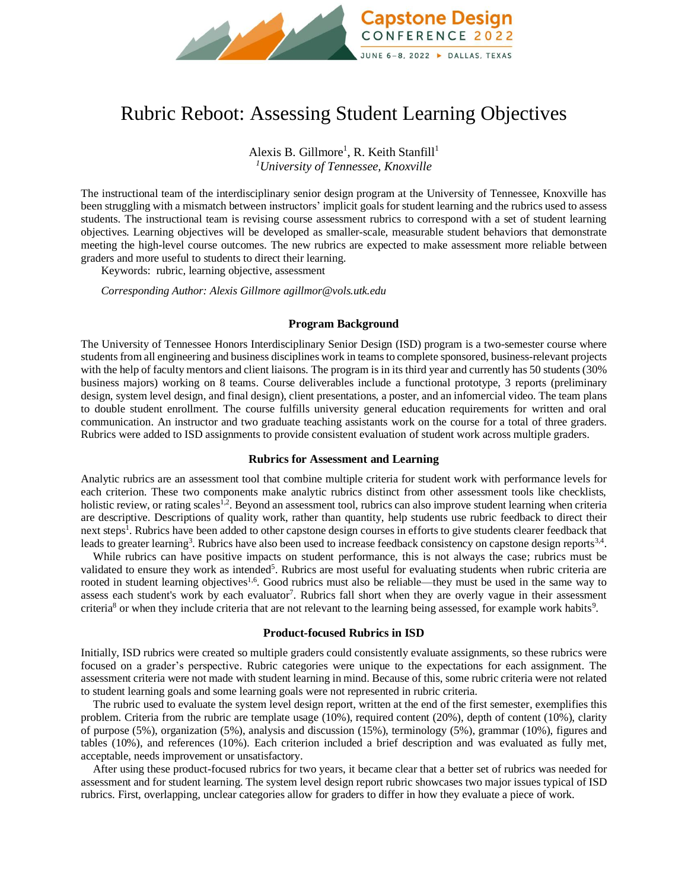# Rubric Reboot: Assessing Student Learning Objectives

Alexis B. Gillmore[1], R. Keith Stanfill[1]

[1]*University of Tennessee, Knoxville*

The instructional team of the interdisciplinary senior design program at the University of Tennessee, Knoxville has been struggling with a mismatch between instructors' implicit goals for student learning and the rubrics used to assess students. The instructional team is revising course assessment rubrics to correspond with a set of student learning objectives. Learning objectives will be developed as smaller-scale, measurable student behaviors that demonstrate meeting the high-level course outcomes. The new rubrics are expected to make assessment more reliable between graders and more useful to students to direct their learning.

Keywords: rubric, learning objective, assessment

*Corresponding Author: Alexis Gillmore agillmor@vols.utk.edu*

### Program Background

The University of Tennessee Honors Interdisciplinary Senior Design (ISD) program is a two-semester course where students from all engineering and business disciplines work in teams to complete sponsored, business-relevant projects with the help of faculty mentors and client liaisons. The program is in its third year and currently has 50 students (30% business majors) working on 8 teams. Course deliverables include a functional prototype, 3 reports (preliminary design, system level design, and final design), client presentations, a poster, and an infomercial video. The team plans to double student enrollment. The course fulfills university general education requirements for written and oral communication. An instructor and two graduate teaching assistants work on the course for a total of three graders. Rubrics were added to ISD assignments to provide consistent evaluation of student work across multiple graders.

### Rubrics for Assessment and Learning

Analytic rubrics are an assessment tool that combine multiple criteria for student work with performance levels for each criterion. These two components make analytic rubrics distinct from other assessment tools like checklists, holistic review, or rating scales[1,2]. Beyond an assessment tool, rubrics can also improve student learning when criteria are descriptive. Descriptions of quality work, rather than quantity, help students use rubric feedback to direct their next steps[1]. Rubrics have been added to other capstone design courses in efforts to give students clearer feedback that leads to greater learning[3]. Rubrics have also been used to increase feedback consistency on capstone design reports[3,4].

While rubrics can have positive impacts on student performance, this is not always the case; rubrics must be validated to ensure they work as intended[5]. Rubrics are most useful for evaluating students when rubric criteria are rooted in student learning objectives[1,6]. Good rubrics must also be reliable—they must be used in the same way to assess each student's work by each evaluator[7]. Rubrics fall short when they are overly vague in their assessment criteria[8] or when they include criteria that are not relevant to the learning being assessed, for example work habits[9].

### Product-focused Rubrics in ISD

Initially, ISD rubrics were created so multiple graders could consistently evaluate assignments, so these rubrics were focused on a grader's perspective. Rubric categories were unique to the expectations for each assignment. The assessment criteria were not made with student learning in mind. Because of this, some rubric criteria were not related to student learning goals and some learning goals were not represented in rubric criteria.

The rubric used to evaluate the system level design report, written at the end of the first semester, exemplifies this problem. Criteria from the rubric are template usage (10%), required content (20%), depth of content (10%), clarity of purpose (5%), organization (5%), analysis and discussion (15%), terminology (5%), grammar (10%), figures and tables (10%), and references (10%). Each criterion included a brief description and was evaluated as fully met, acceptable, needs improvement or unsatisfactory.

After using these product-focused rubrics for two years, it became clear that a better set of rubrics was needed for assessment and for student learning. The system level design report rubric showcases two major issues typical of ISD rubrics. First, overlapping, unclear categories allow for graders to differ in how they evaluate a piece of work.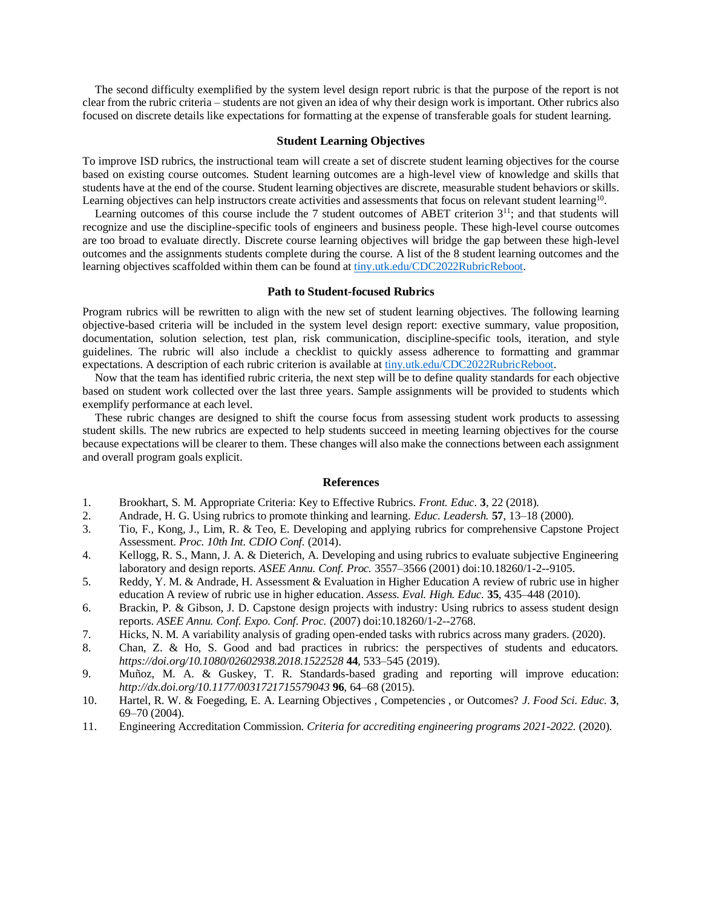The second difficulty exemplified by the system level design report rubric is that the purpose of the report is not clear from the rubric criteria – students are not given an idea of why their design work is important. Other rubrics also focused on discrete details like expectations for formatting at the expense of transferable goals for student learning.

## Student Learning Objectives

To improve ISD rubrics, the instructional team will create a set of discrete student learning objectives for the course based on existing course outcomes. Student learning outcomes are a high-level view of knowledge and skills that students have at the end of the course. Student learning objectives are discrete, measurable student behaviors or skills. Learning objectives can help instructors create activities and assessments that focus on relevant student learning[10].

Learning outcomes of this course include the 7 student outcomes of ABET criterion 3[11]; and that students will recognize and use the discipline-specific tools of engineers and business people. These high-level course outcomes are too broad to evaluate directly. Discrete course learning objectives will bridge the gap between these high-level outcomes and the assignments students complete during the course. A list of the 8 student learning outcomes and the learning objectives scaffolded within them can be found at [tiny.utk.edu/CDC2022RubricReboot](tiny.utk.edu/CDC2022RubricReboot).

## Path to Student-focused Rubrics

Program rubrics will be rewritten to align with the new set of student learning objectives. The following learning objective-based criteria will be included in the system level design report: exective summary, value proposition, documentation, solution selection, test plan, risk communication, discipline-specific tools, iteration, and style guidelines. The rubric will also include a checklist to quickly assess adherence to formatting and grammar expectations. A description of each rubric criterion is available at [tiny.utk.edu/CDC2022RubricReboot](tiny.utk.edu/CDC2022RubricReboot).

Now that the team has identified rubric criteria, the next step will be to define quality standards for each objective based on student work collected over the last three years. Sample assignments will be provided to students which exemplify performance at each level.

These rubric changes are designed to shift the course focus from assessing student work products to assessing student skills. The new rubrics are expected to help students succeed in meeting learning objectives for the course because expectations will be clearer to them. These changes will also make the connections between each assignment and overall program goals explicit.

## References

1. Brookhart, S. M. Appropriate Criteria: Key to Effective Rubrics. *Front. Educ.* **3**, 22 (2018).
2. Andrade, H. G. Using rubrics to promote thinking and learning. *Educ. Leadersh.* **57**, 13–18 (2000).
3. Tio, F., Kong, J., Lim, R. & Teo, E. Developing and applying rubrics for comprehensive Capstone Project Assessment. *Proc. 10th Int. CDIO Conf.* (2014).
4. Kellogg, R. S., Mann, J. A. & Dieterich, A. Developing and using rubrics to evaluate subjective Engineering laboratory and design reports. *ASEE Annu. Conf. Proc.* 3557–3566 (2001) doi:10.18260/1-2--9105.
5. Reddy, Y. M. & Andrade, H. Assessment & Evaluation in Higher Education A review of rubric use in higher education A review of rubric use in higher education. *Assess. Eval. High. Educ.* **35**, 435–448 (2010).
6. Brackin, P. & Gibson, J. D. Capstone design projects with industry: Using rubrics to assess student design reports. *ASEE Annu. Conf. Expo. Conf. Proc.* (2007) doi:10.18260/1-2--2768.
7. Hicks, N. M. A variability analysis of grading open-ended tasks with rubrics across many graders. (2020).
8. Chan, Z. & Ho, S. Good and bad practices in rubrics: the perspectives of students and educators. *https://doi.org/10.1080/02602938.2018.1522528* **44**, 533–545 (2019).
9. Muñoz, M. A. & Guskey, T. R. Standards-based grading and reporting will improve education: *http://dx.doi.org/10.1177/0031721715579043* **96**, 64–68 (2015).
10. Hartel, R. W. & Foegeding, E. A. Learning Objectives , Competencies , or Outcomes? *J. Food Sci. Educ.* **3**, 69–70 (2004).
11. Engineering Accreditation Commission. *Criteria for accrediting engineering programs 2021-2022.* (2020).